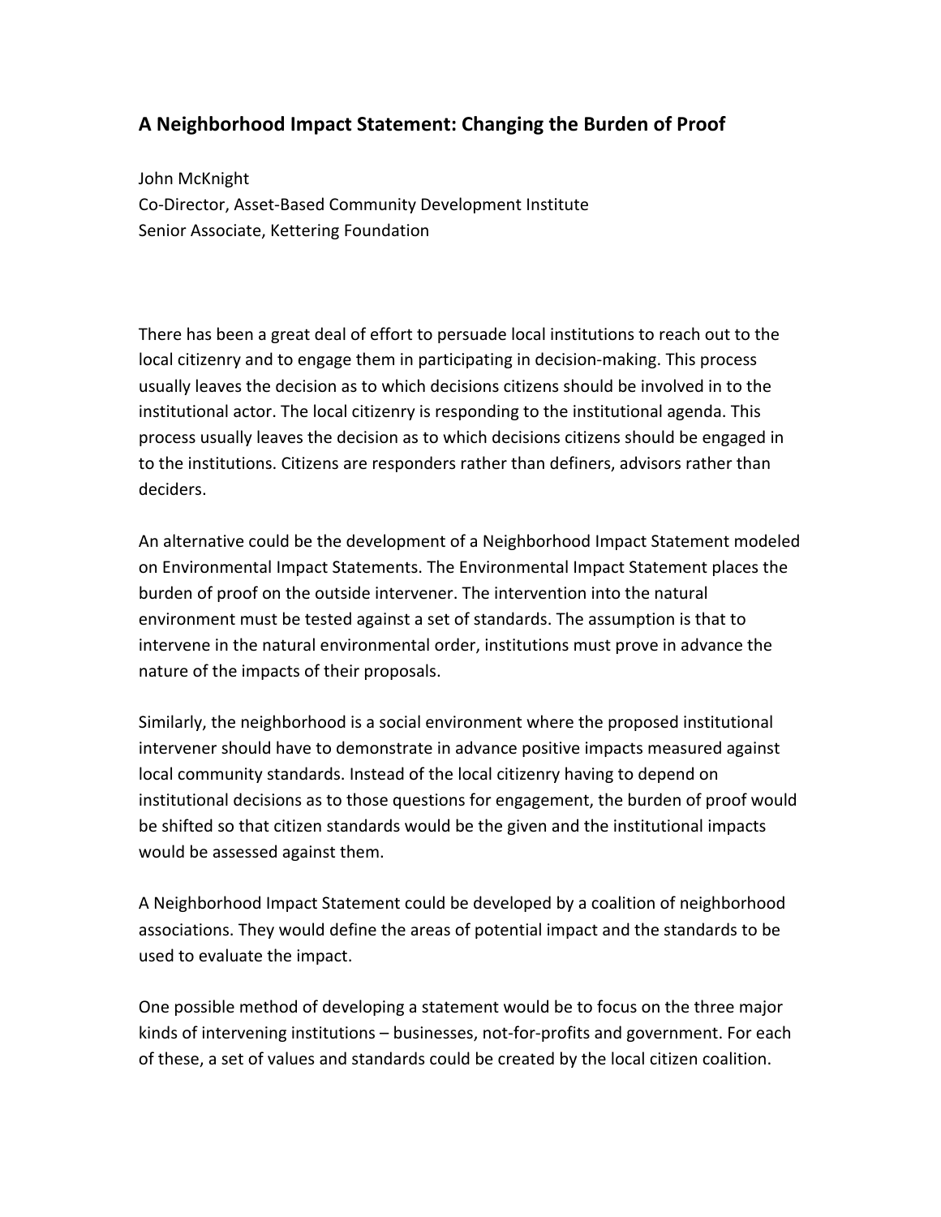## A Neighborhood Impact Statement: Changing the Burden of Proof

John McKnight
Co-Director, Asset-Based Community Development Institute
Senior Associate, Kettering Foundation

There has been a great deal of effort to persuade local institutions to reach out to the local citizenry and to engage them in participating in decision-making. This process usually leaves the decision as to which decisions citizens should be involved in to the institutional actor. The local citizenry is responding to the institutional agenda. This process usually leaves the decision as to which decisions citizens should be engaged in to the institutions. Citizens are responders rather than definers, advisors rather than deciders.

An alternative could be the development of a Neighborhood Impact Statement modeled on Environmental Impact Statements. The Environmental Impact Statement places the burden of proof on the outside intervener. The intervention into the natural environment must be tested against a set of standards. The assumption is that to intervene in the natural environmental order, institutions must prove in advance the nature of the impacts of their proposals.

Similarly, the neighborhood is a social environment where the proposed institutional intervener should have to demonstrate in advance positive impacts measured against local community standards. Instead of the local citizenry having to depend on institutional decisions as to those questions for engagement, the burden of proof would be shifted so that citizen standards would be the given and the institutional impacts would be assessed against them.

A Neighborhood Impact Statement could be developed by a coalition of neighborhood associations. They would define the areas of potential impact and the standards to be used to evaluate the impact.

One possible method of developing a statement would be to focus on the three major kinds of intervening institutions – businesses, not-for-profits and government. For each of these, a set of values and standards could be created by the local citizen coalition.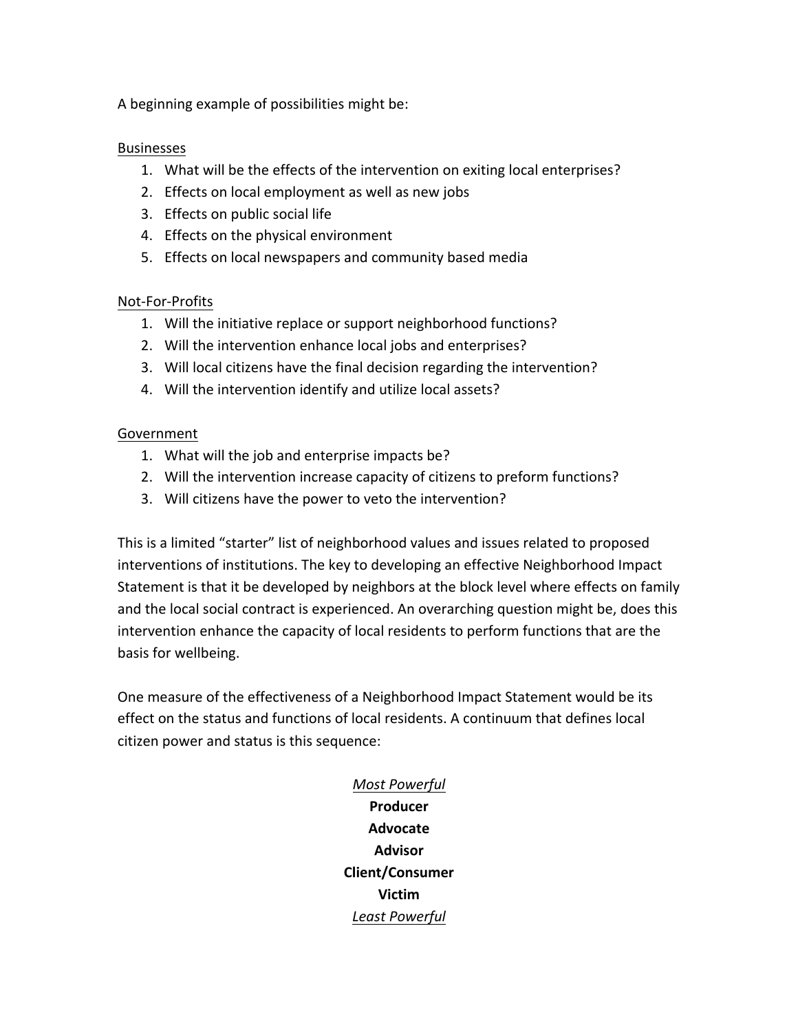A beginning example of possibilities might be:

<u>Businesses</u>

1. What will be the effects of the intervention on exiting local enterprises?
2. Effects on local employment as well as new jobs
3. Effects on public social life
4. Effects on the physical environment
5. Effects on local newspapers and community based media

<u>Not-For-Profits</u>

1. Will the initiative replace or support neighborhood functions?
2. Will the intervention enhance local jobs and enterprises?
3. Will local citizens have the final decision regarding the intervention?
4. Will the intervention identify and utilize local assets?

<u>Government</u>

1. What will the job and enterprise impacts be?
2. Will the intervention increase capacity of citizens to preform functions?
3. Will citizens have the power to veto the intervention?

This is a limited "starter" list of neighborhood values and issues related to proposed interventions of institutions. The key to developing an effective Neighborhood Impact Statement is that it be developed by neighbors at the block level where effects on family and the local social contract is experienced. An overarching question might be, does this intervention enhance the capacity of local residents to perform functions that are the basis for wellbeing.

One measure of the effectiveness of a Neighborhood Impact Statement would be its effect on the status and functions of local residents. A continuum that defines local citizen power and status is this sequence:

*<u>Most Powerful</u>*
**Producer**
**Advocate**
**Advisor**
**Client/Consumer**
**Victim**
*<u>Least Powerful</u>*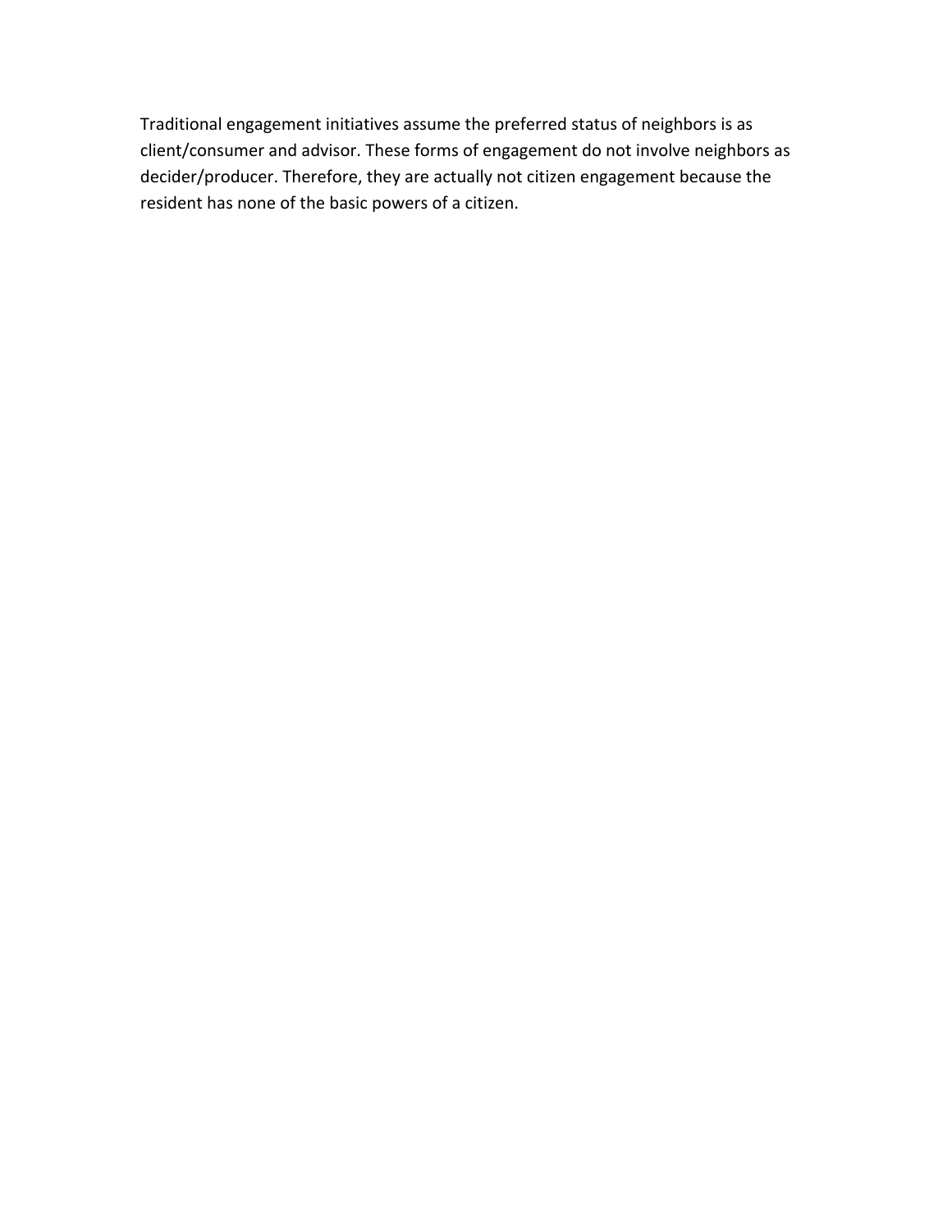Traditional engagement initiatives assume the preferred status of neighbors is as client/consumer and advisor. These forms of engagement do not involve neighbors as decider/producer. Therefore, they are actually not citizen engagement because the resident has none of the basic powers of a citizen.